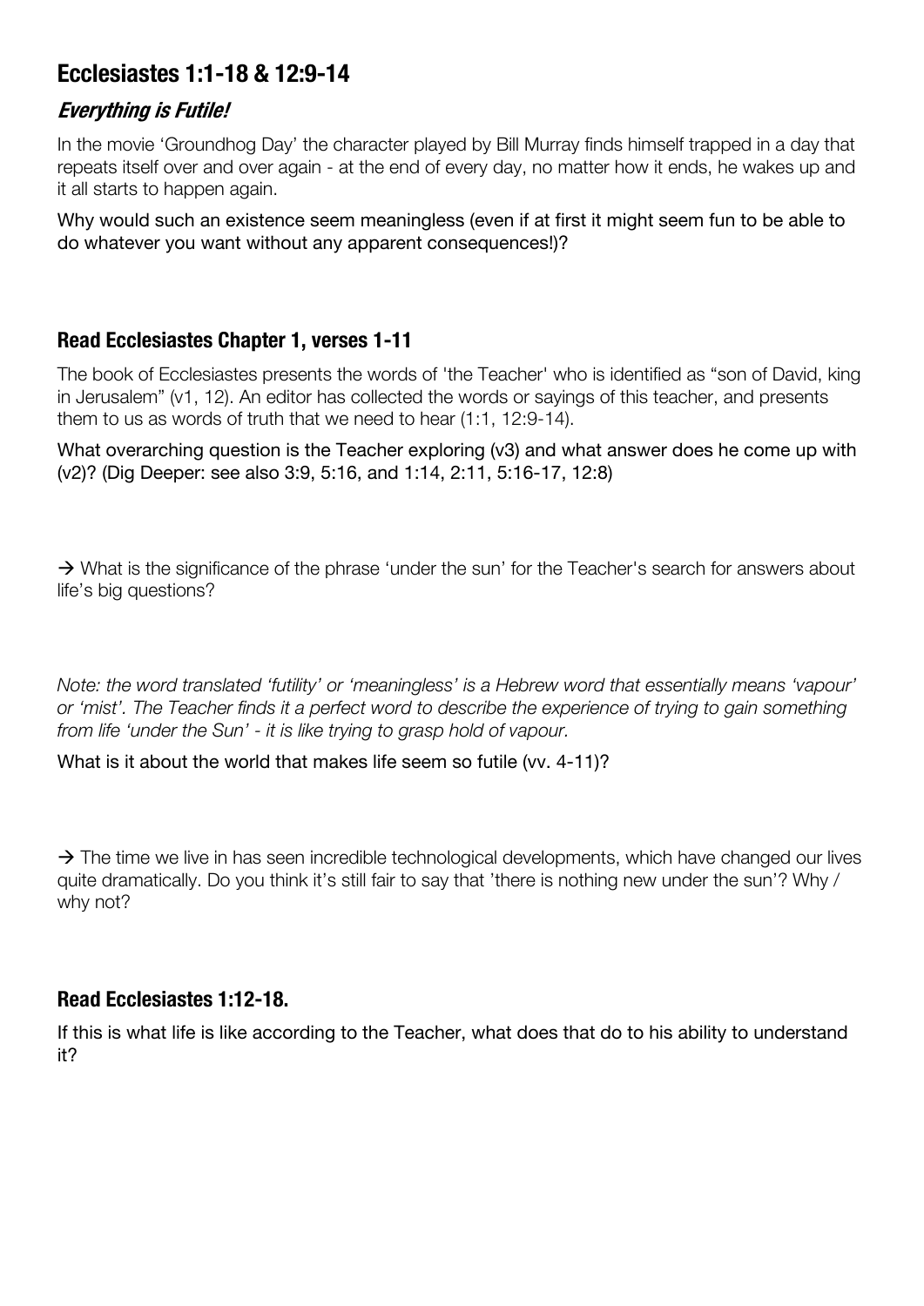# Ecclesiastes 1:1-18 & 12:9-14

## *Everything is Futile!*

In the movie 'Groundhog Day' the character played by Bill Murray finds himself trapped in a day that repeats itself over and over again - at the end of every day, no matter how it ends, he wakes up and it all starts to happen again.

Why would such an existence seem meaningless (even if at first it might seem fun to be able to do whatever you want without any apparent consequences!)?

### Read Ecclesiastes Chapter 1, verses 1-11

The book of Ecclesiastes presents the words of 'the Teacher' who is identified as "son of David, king in Jerusalem" (v1, 12). An editor has collected the words or sayings of this teacher, and presents them to us as words of truth that we need to hear (1:1, 12:9-14).

What overarching question is the Teacher exploring (v3) and what answer does he come up with (v2)? (Dig Deeper: see also 3:9, 5:16, and 1:14, 2:11, 5:16-17, 12:8)

→ What is the significance of the phrase 'under the sun' for the Teacher's search for answers about life's big questions?

*Note: the word translated 'futility' or 'meaningless' is a Hebrew word that essentially means 'vapour' or 'mist'. The Teacher finds it a perfect word to describe the experience of trying to gain something from life 'under the Sun' - it is like trying to grasp hold of vapour.*

What is it about the world that makes life seem so futile (vv. 4-11)?

→ The time we live in has seen incredible technological developments, which have changed our lives quite dramatically. Do you think it's still fair to say that 'there is nothing new under the sun'? Why / why not?

### Read Ecclesiastes 1:12-18.

If this is what life is like according to the Teacher, what does that do to his ability to understand it?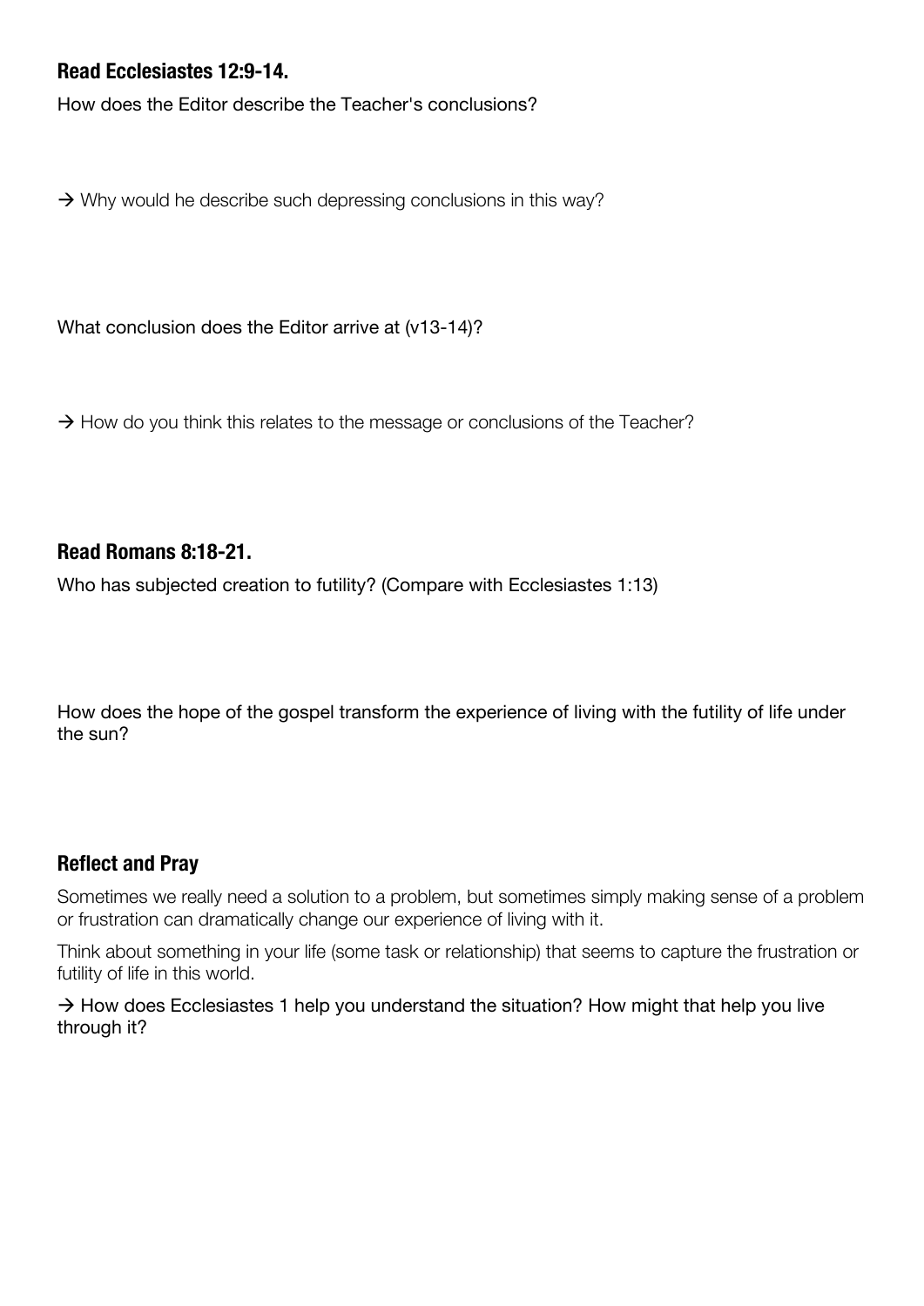## Read Ecclesiastes 12:9-14.

How does the Editor describe the Teacher's conclusions?

→ Why would he describe such depressing conclusions in this way?

What conclusion does the Editor arrive at (v13-14)?

→ How do you think this relates to the message or conclusions of the Teacher?

## Read Romans 8:18-21.

Who has subjected creation to futility? (Compare with Ecclesiastes 1:13)

How does the hope of the gospel transform the experience of living with the futility of life under the sun?

## Reflect and Pray

Sometimes we really need a solution to a problem, but sometimes simply making sense of a problem or frustration can dramatically change our experience of living with it.

Think about something in your life (some task or relationship) that seems to capture the frustration or futility of life in this world.

→ How does Ecclesiastes 1 help you understand the situation? How might that help you live through it?